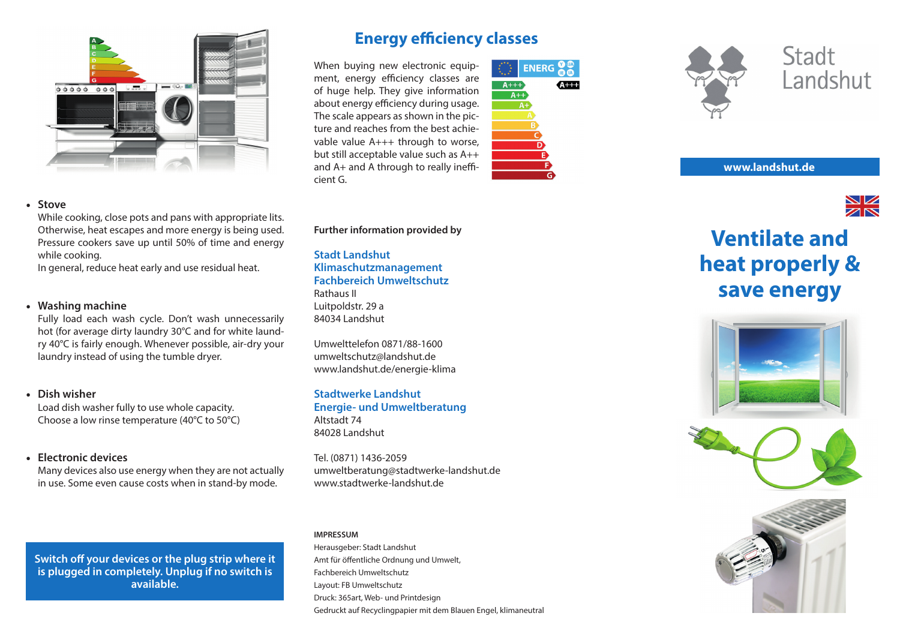- **Stove**
  While cooking, close pots and pans with appropriate lits. Otherwise, heat escapes and more energy is being used. Pressure cookers save up until 50% of time and energy while cooking.
  In general, reduce heat early and use residual heat.

- **Washing machine**
  Fully load each wash cycle. Don't wash unnecessarily hot (for average dirty laundry 30°C and for white laundry 40°C is fairly enough. Whenever possible, air-dry your laundry instead of using the tumble dryer.

- **Dish wisher**
  Load dish washer fully to use whole capacity.
  Choose a low rinse temperature (40°C to 50°C)

- **Electronic devices**
  Many devices also use energy when they are not actually in use. Some even cause costs when in stand-by mode.

**Switch off your devices or the plug strip where it is plugged in completely. Unplug if no switch is available.**

## Energy efficiency classes

When buying new electronic equipment, energy efficiency classes are of huge help. They give information about energy efficiency during usage. The scale appears as shown in the picture and reaches from the best achievable value A+++ through to worse, but still acceptable value such as A++ and A+ and A through to really inefficient G.

**Further information provided by**

**Stadt Landshut**
**Klimaschutzmanagement**
**Fachbereich Umweltschutz**
Rathaus II
Luitpoldstr. 29 a
84034 Landshut

Umwelttelefon 0871/88-1600
umweltschutz@landshut.de
www.landshut.de/energie-klima

**Stadtwerke Landshut**
**Energie- und Umweltberatung**
Altstadt 74
84028 Landshut

Tel. (0871) 1436-2059
umweltberatung@stadtwerke-landshut.de
www.stadtwerke-landshut.de

**IMPRESSUM**
Herausgeber: Stadt Landshut
Amt für öffentliche Ordnung und Umwelt,
Fachbereich Umweltschutz
Layout: FB Umweltschutz
Druck: 365art, Web- und Printdesign
Gedruckt auf Recyclingpapier mit dem Blauen Engel, klimaneutral

Stadt Landshut

**www.landshut.de**

# Ventilate and heat properly & save energy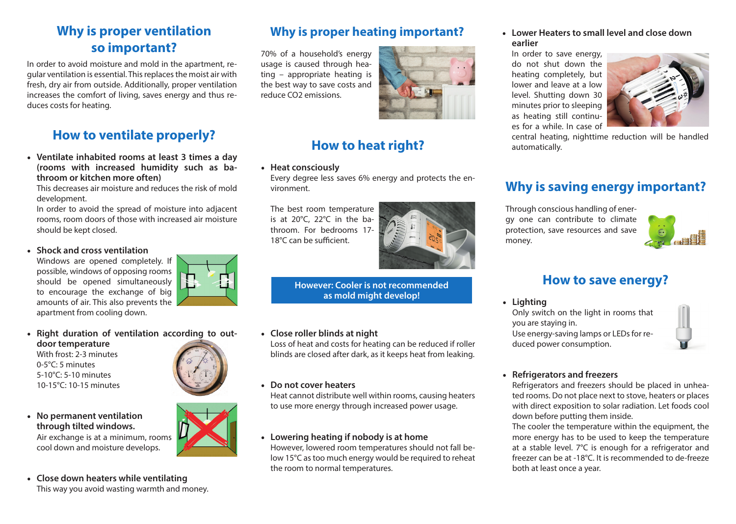## Why is proper ventilation so important?

In order to avoid moisture and mold in the apartment, regular ventilation is essential. This replaces the moist air with fresh, dry air from outside. Additionally, proper ventilation increases the comfort of living, saves energy and thus reduces costs for heating.

## How to ventilate properly?

- **Ventilate inhabited rooms at least 3 times a day (rooms with increased humidity such as bathroom or kitchen more often)**
  This decreases air moisture and reduces the risk of mold development.
  In order to avoid the spread of moisture into adjacent rooms, room doors of those with increased air moisture should be kept closed.

- **Shock and cross ventilation**
  Windows are opened completely. If possible, windows of opposing rooms should be opened simultaneously to encourage the exchange of big amounts of air. This also prevents the apartment from cooling down.

- **Right duration of ventilation according to outdoor temperature**
  With frost: 2-3 minutes
  0-5°C: 5 minutes
  5-10°C: 5-10 minutes
  10-15°C: 10-15 minutes

- **No permanent ventilation through tilted windows.**
  Air exchange is at a minimum, rooms cool down and moisture develops.

- **Close down heaters while ventilating**
  This way you avoid wasting warmth and money.

## Why is proper heating important?

70% of a household's energy usage is caused through heating – appropriate heating is the best way to save costs and reduce $CO_2$ emissions.

## How to heat right?

- **Heat consciously**
  Every degree less saves 6% energy and protects the environment.

  The best room temperature is at 20°C, 22°C in the bathroom. For bedrooms 17-18°C can be sufficient.

**However: Cooler is not recommended as mold might develop!**

- **Close roller blinds at night**
  Loss of heat and costs for heating can be reduced if roller blinds are closed after dark, as it keeps heat from leaking.

- **Do not cover heaters**
  Heat cannot distribute well within rooms, causing heaters to use more energy through increased power usage.

- **Lowering heating if nobody is at home**
  However, lowered room temperatures should not fall below 15°C as too much energy would be required to reheat the room to normal temperatures.

- **Lower Heaters to small level and close down earlier**
  In order to save energy, do not shut down the heating completely, but lower and leave at a low level. Shutting down 30 minutes prior to sleeping as heating still continues for a while. In case of central heating, nighttime reduction will be handled automatically.

## Why is saving energy important?

Through conscious handling of energy one can contribute to climate protection, save resources and save money.

## How to save energy?

- **Lighting**
  Only switch on the light in rooms that you are staying in.
  Use energy-saving lamps or LEDs for reduced power consumption.

- **Refrigerators and freezers**
  Refrigerators and freezers should be placed in unheated rooms. Do not place next to stove, heaters or places with direct exposition to solar radiation. Let foods cool down before putting them inside.
  The cooler the temperature within the equipment, the more energy has to be used to keep the temperature at a stable level. 7°C is enough for a refrigerator and freezer can be at -18°C. It is recommended to de-freeze both at least once a year.